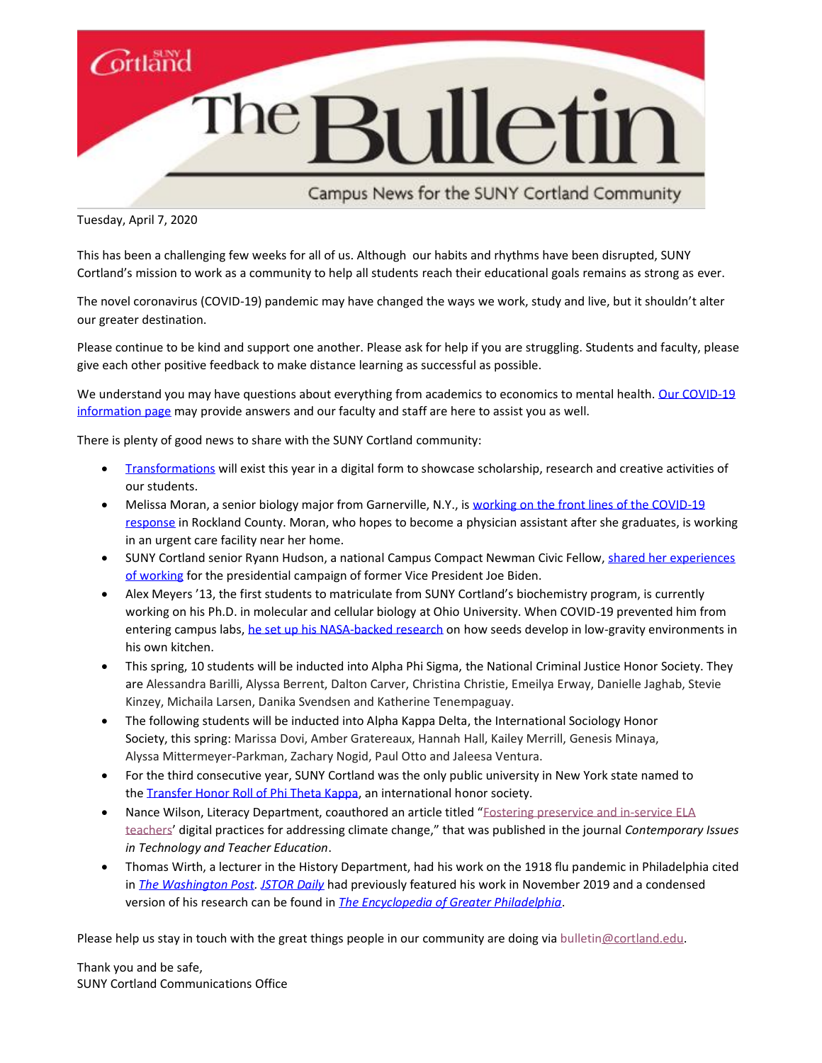# The Bulletin

Campus News for the SUNY Cortland Community

Tuesday, April 7, 2020

This has been a challenging few weeks for all of us. Although our habits and rhythms have been disrupted, SUNY Cortland's mission to work as a community to help all students reach their educational goals remains as strong as ever.

The novel coronavirus (COVID-19) pandemic may have changed the ways we work, study and live, but it shouldn't alter our greater destination.

Please continue to be kind and support one another. Please ask for help if you are struggling. Students and faculty, please give each other positive feedback to make distance learning as successful as possible.

We understand you may have questions about everything from academics to economics to mental health. Our COVID-19 information page may provide answers and our faculty and staff are here to assist you as well.

There is plenty of good news to share with the SUNY Cortland community:

- Transformations will exist this year in a digital form to showcase scholarship, research and creative activities of our students.
- Melissa Moran, a senior biology major from Garnerville, N.Y., is working on the front lines of the COVID-19 response in Rockland County. Moran, who hopes to become a physician assistant after she graduates, is working in an urgent care facility near her home.
- SUNY Cortland senior Ryann Hudson, a national Campus Compact Newman Civic Fellow, shared her experiences of working for the presidential campaign of former Vice President Joe Biden.
- Alex Meyers '13, the first students to matriculate from SUNY Cortland's biochemistry program, is currently working on his Ph.D. in molecular and cellular biology at Ohio University. When COVID-19 prevented him from entering campus labs, he set up his NASA-backed research on how seeds develop in low-gravity environments in his own kitchen.
- This spring, 10 students will be inducted into Alpha Phi Sigma, the National Criminal Justice Honor Society. They are Alessandra Barilli, Alyssa Berrent, Dalton Carver, Christina Christie, Emeilya Erway, Danielle Jaghab, Stevie Kinzey, Michaila Larsen, Danika Svendsen and Katherine Tenempaguay.
- The following students will be inducted into Alpha Kappa Delta, the International Sociology Honor Society, this spring: Marissa Dovi, Amber Gratereaux, Hannah Hall, Kailey Merrill, Genesis Minaya, Alyssa Mittermeyer-Parkman, Zachary Nogid, Paul Otto and Jaleesa Ventura.
- For the third consecutive year, SUNY Cortland was the only public university in New York state named to the Transfer Honor Roll of Phi Theta Kappa, an international honor society.
- Nance Wilson, Literacy Department, coauthored an article titled "Fostering preservice and in-service ELA teachers' digital practices for addressing climate change," that was published in the journal *Contemporary Issues in Technology and Teacher Education*.
- Thomas Wirth, a lecturer in the History Department, had his work on the 1918 flu pandemic in Philadelphia cited in *The Washington Post*. *JSTOR Daily* had previously featured his work in November 2019 and a condensed version of his research can be found in *The Encyclopedia of Greater Philadelphia*.

Please help us stay in touch with the great things people in our community are doing via bulletin@cortland.edu.

Thank you and be safe,
SUNY Cortland Communications Office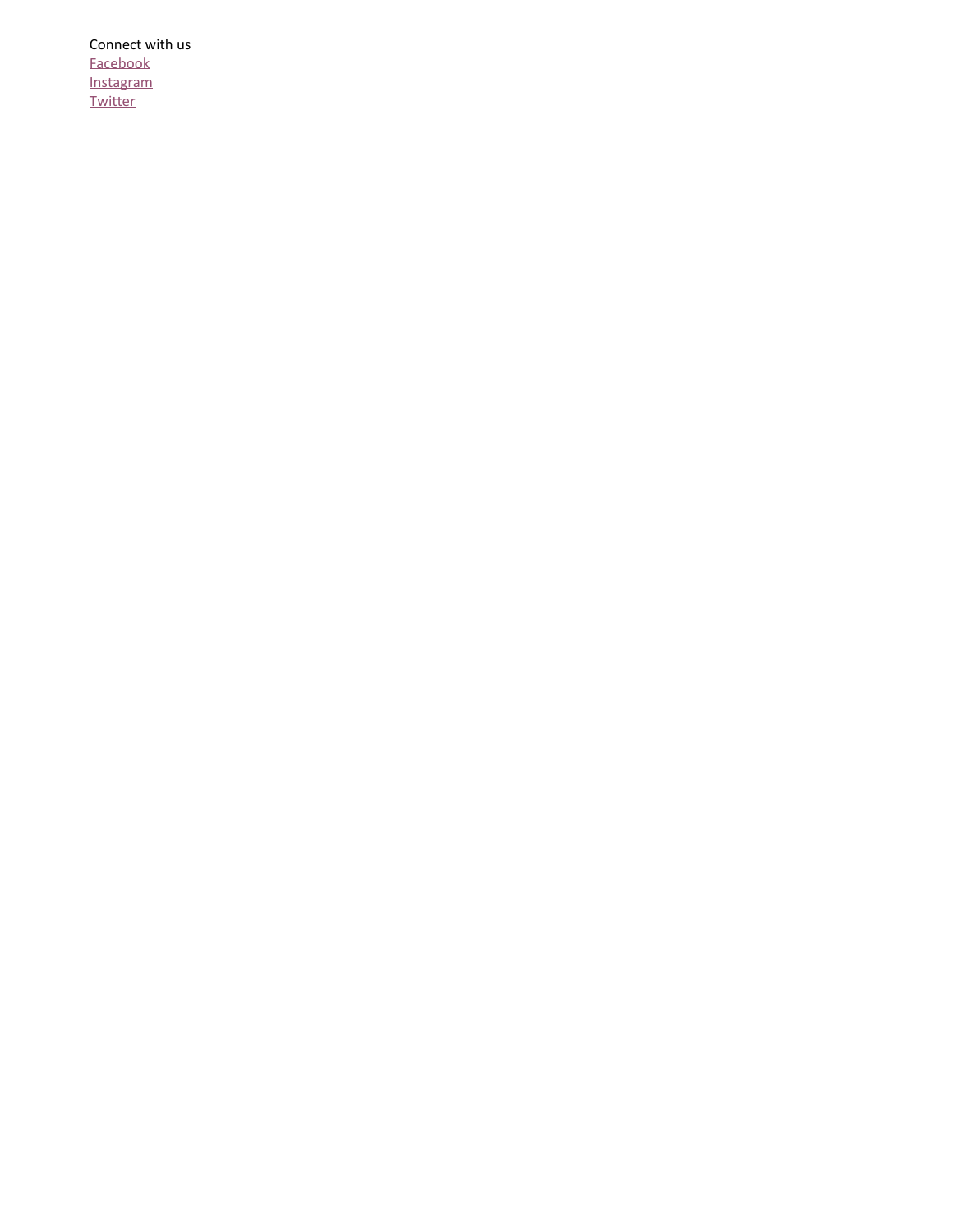Connect with us
Facebook
Instagram
Twitter